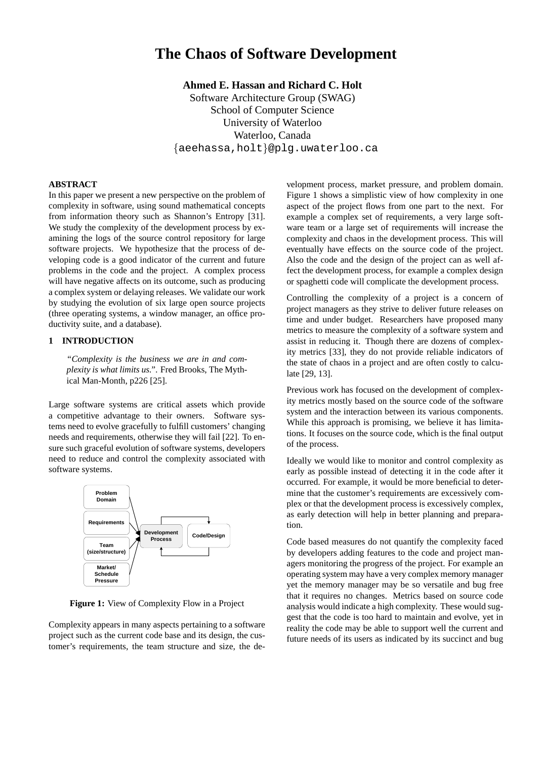# The Chaos of Software Development

**Ahmed E. Hassan and Richard C. Holt**

Software Architecture Group (SWAG)
School of Computer Science
University of Waterloo
Waterloo, Canada
{aeehassa,holt}@plg.uwaterloo.ca

## ABSTRACT

In this paper we present a new perspective on the problem of complexity in software, using sound mathematical concepts from information theory such as Shannon's Entropy [31]. We study the complexity of the development process by examining the logs of the source control repository for large software projects. We hypothesize that the process of developing code is a good indicator of the current and future problems in the code and the project. A complex process will have negative affects on its outcome, such as producing a complex system or delaying releases. We validate our work by studying the evolution of six large open source projects (three operating systems, a window manager, an office productivity suite, and a database).

## 1 INTRODUCTION

> *"Complexity is the business we are in and complexity is what limits us."*. Fred Brooks, The Mythical Man-Month, p226 [25].

Large software systems are critical assets which provide a competitive advantage to their owners. Software systems need to evolve gracefully to fulfill customers' changing needs and requirements, otherwise they will fail [22]. To ensure such graceful evolution of software systems, developers need to reduce and control the complexity associated with software systems.

Problem Domain
Requirements
Team (size/structure)
Market/ Schedule Pressure
Development Process
Code/Design

**Figure 1:** View of Complexity Flow in a Project

Complexity appears in many aspects pertaining to a software project such as the current code base and its design, the customer's requirements, the team structure and size, the development process, market pressure, and problem domain. Figure 1 shows a simplistic view of how complexity in one aspect of the project flows from one part to the next. For example a complex set of requirements, a very large software team or a large set of requirements will increase the complexity and chaos in the development process. This will eventually have effects on the source code of the project. Also the code and the design of the project can as well affect the development process, for example a complex design or spaghetti code will complicate the development process.

Controlling the complexity of a project is a concern of project managers as they strive to deliver future releases on time and under budget. Researchers have proposed many metrics to measure the complexity of a software system and assist in reducing it. Though there are dozens of complexity metrics [33], they do not provide reliable indicators of the state of chaos in a project and are often costly to calculate [29, 13].

Previous work has focused on the development of complexity metrics mostly based on the source code of the software system and the interaction between its various components. While this approach is promising, we believe it has limitations. It focuses on the source code, which is the final output of the process.

Ideally we would like to monitor and control complexity as early as possible instead of detecting it in the code after it occurred. For example, it would be more beneficial to determine that the customer's requirements are excessively complex or that the development process is excessively complex, as early detection will help in better planning and preparation.

Code based measures do not quantify the complexity faced by developers adding features to the code and project managers monitoring the progress of the project. For example an operating system may have a very complex memory manager yet the memory manager may be so versatile and bug free that it requires no changes. Metrics based on source code analysis would indicate a high complexity. These would suggest that the code is too hard to maintain and evolve, yet in reality the code may be able to support well the current and future needs of its users as indicated by its succinct and bug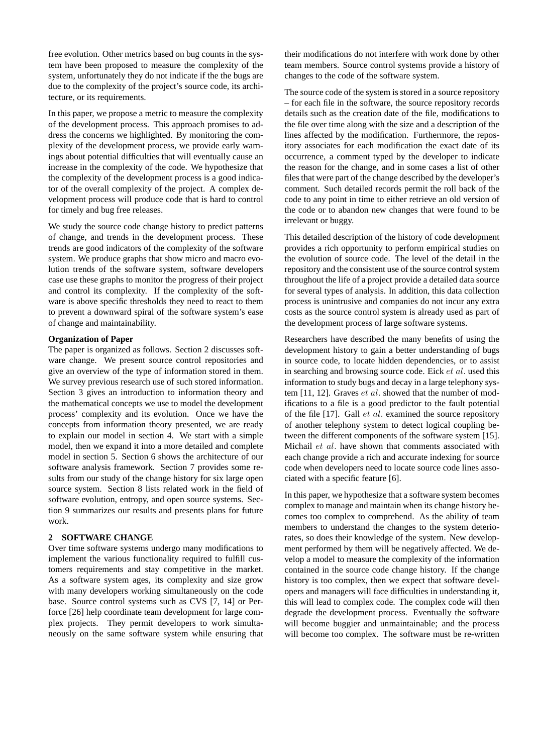free evolution. Other metrics based on bug counts in the system have been proposed to measure the complexity of the system, unfortunately they do not indicate if the the bugs are due to the complexity of the project's source code, its architecture, or its requirements.

In this paper, we propose a metric to measure the complexity of the development process. This approach promises to address the concerns we highlighted. By monitoring the complexity of the development process, we provide early warnings about potential difficulties that will eventually cause an increase in the complexity of the code. We hypothesize that the complexity of the development process is a good indicator of the overall complexity of the project. A complex development process will produce code that is hard to control for timely and bug free releases.

We study the source code change history to predict patterns of change, and trends in the development process. These trends are good indicators of the complexity of the software system. We produce graphs that show micro and macro evolution trends of the software system, software developers case use these graphs to monitor the progress of their project and control its complexity. If the complexity of the software is above specific thresholds they need to react to them to prevent a downward spiral of the software system's ease of change and maintainability.

**Organization of Paper**

The paper is organized as follows. Section 2 discusses software change. We present source control repositories and give an overview of the type of information stored in them. We survey previous research use of such stored information. Section 3 gives an introduction to information theory and the mathematical concepts we use to model the development process' complexity and its evolution. Once we have the concepts from information theory presented, we are ready to explain our model in section 4. We start with a simple model, then we expand it into a more detailed and complete model in section 5. Section 6 shows the architecture of our software analysis framework. Section 7 provides some results from our study of the change history for six large open source system. Section 8 lists related work in the field of software evolution, entropy, and open source systems. Section 9 summarizes our results and presents plans for future work.

## 2 SOFTWARE CHANGE

Over time software systems undergo many modifications to implement the various functionality required to fulfill customers requirements and stay competitive in the market. As a software system ages, its complexity and size grow with many developers working simultaneously on the code base. Source control systems such as CVS [7, 14] or Perforce [26] help coordinate team development for large complex projects. They permit developers to work simultaneously on the same software system while ensuring that their modifications do not interfere with work done by other team members. Source control systems provide a history of changes to the code of the software system.

The source code of the system is stored in a source repository – for each file in the software, the source repository records details such as the creation date of the file, modifications to the file over time along with the size and a description of the lines affected by the modification. Furthermore, the repository associates for each modification the exact date of its occurrence, a comment typed by the developer to indicate the reason for the change, and in some cases a list of other files that were part of the change described by the developer's comment. Such detailed records permit the roll back of the code to any point in time to either retrieve an old version of the code or to abandon new changes that were found to be irrelevant or buggy.

This detailed description of the history of code development provides a rich opportunity to perform empirical studies on the evolution of source code. The level of the detail in the repository and the consistent use of the source control system throughout the life of a project provide a detailed data source for several types of analysis. In addition, this data collection process is unintrusive and companies do not incur any extra costs as the source control system is already used as part of the development process of large software systems.

Researchers have described the many benefits of using the development history to gain a better understanding of bugs in source code, to locate hidden dependencies, or to assist in searching and browsing source code. Eick *et al.* used this information to study bugs and decay in a large telephony system [11, 12]. Graves *et al.* showed that the number of modifications to a file is a good predictor to the fault potential of the file [17]. Gall *et al.* examined the source repository of another telephony system to detect logical coupling between the different components of the software system [15]. Michail *et al.* have shown that comments associated with each change provide a rich and accurate indexing for source code when developers need to locate source code lines associated with a specific feature [6].

In this paper, we hypothesize that a software system becomes complex to manage and maintain when its change history becomes too complex to comprehend. As the ability of team members to understand the changes to the system deteriorates, so does their knowledge of the system. New development performed by them will be negatively affected. We develop a model to measure the complexity of the information contained in the source code change history. If the change history is too complex, then we expect that software developers and managers will face difficulties in understanding it, this will lead to complex code. The complex code will then degrade the development process. Eventually the software will become buggier and unmaintainable; and the process will become too complex. The software must be re-written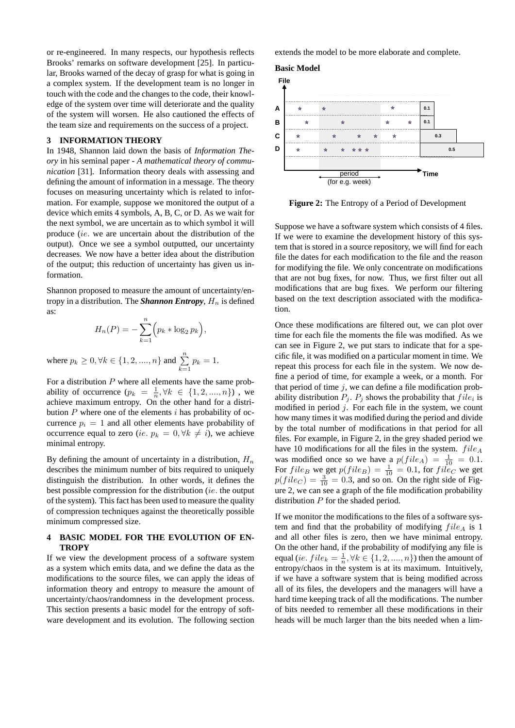or re-engineered. In many respects, our hypothesis reflects Brooks' remarks on software development [25]. In particular, Brooks warned of the decay of grasp for what is going in a complex system. If the development team is no longer in touch with the code and the changes to the code, their knowledge of the system over time will deteriorate and the quality of the system will worsen. He also cautioned the effects of the team size and requirements on the success of a project.

## 3 INFORMATION THEORY

In 1948, Shannon laid down the basis of *Information Theory* in his seminal paper - *A mathematical theory of communication* [31]. Information theory deals with assessing and defining the amount of information in a message. The theory focuses on measuring uncertainty which is related to information. For example, suppose we monitored the output of a device which emits 4 symbols, A, B, C, or D. As we wait for the next symbol, we are uncertain as to which symbol it will produce ($ie.$ we are uncertain about the distribution of the output). Once we see a symbol outputted, our uncertainty decreases. We now have a better idea about the distribution of the output; this reduction of uncertainty has given us information.

Shannon proposed to measure the amount of uncertainty/entropy in a distribution. The ***Shannon Entropy***, $H_n$ is defined as:

$$H_n(P) = -\sum_{k=1}^{n}\Big(p_k * \log_2 p_k\Big),$$

where $p_k \geq 0, \forall k \in \{1, 2, ...., n\}$ and $\sum_{k=1}^{n} p_k = 1$.

For a distribution $P$ where all elements have the same probability of occurrence ($p_k = \frac{1}{n}, \forall k \in \{1, 2, ...., n\}$) , we achieve maximum entropy. On the other hand for a distribution $P$ where one of the elements $i$ has probability of occurrence $p_i = 1$ and all other elements have probability of occurrence equal to zero ($ie.$ $p_k = 0, \forall k \neq i$), we achieve minimal entropy.

By defining the amount of uncertainty in a distribution, $H_n$ describes the minimum number of bits required to uniquely distinguish the distribution. In other words, it defines the best possible compression for the distribution ($ie.$ the output of the system). This fact has been used to measure the quality of compression techniques against the theoretically possible minimum compressed size.

## 4 BASIC MODEL FOR THE EVOLUTION OF ENTROPY

If we view the development process of a software system as a system which emits data, and we define the data as the modifications to the source files, we can apply the ideas of information theory and entropy to measure the amount of uncertainty/chaos/randomness in the development process. This section presents a basic model for the entropy of software development and its evolution. The following section extends the model to be more elaborate and complete.

**Basic Model**

File
A
B
C
D
0.1
0.1
0.3
0.5
period
(for e.g. week)
Time

**Figure 2:** The Entropy of a Period of Development

Suppose we have a software system which consists of 4 files. If we were to examine the development history of this system that is stored in a source repository, we will find for each file the dates for each modification to the file and the reason for modifying the file. We only concentrate on modifications that are not bug fixes, for now. Thus, we first filter out all modifications that are bug fixes. We perform our filtering based on the text description associated with the modification.

Once these modifications are filtered out, we can plot over time for each file the moments the file was modified. As we can see in Figure 2, we put stars to indicate that for a specific file, it was modified on a particular moment in time. We repeat this process for each file in the system. We now define a period of time, for example a week, or a month. For that period of time $j$, we can define a file modification probability distribution $P_j$. $P_j$ shows the probability that $file_i$ is modified in period $j$. For each file in the system, we count how many times it was modified during the period and divide by the total number of modifications in that period for all files. For example, in Figure 2, in the grey shaded period we have 10 modifications for all the files in the system. $file_A$ was modified once so we have a $p(file_A) = \frac{1}{10} = 0.1$. For $file_B$ we get $p(file_B) = \frac{1}{10} = 0.1$, for $file_C$ we get $p(file_C) = \frac{3}{10} = 0.3$, and so on. On the right side of Figure 2, we can see a graph of the file modification probability distribution $P$ for the shaded period.

If we monitor the modifications to the files of a software system and find that the probability of modifying $file_A$ is 1 and all other files is zero, then we have minimal entropy. On the other hand, if the probability of modifying any file is equal ($ie.$ $file_k = \frac{1}{n}, \forall k \in \{1, 2, ...., n\}$) then the amount of entropy/chaos in the system is at its maximum. Intuitively, if we have a software system that is being modified across all of its files, the developers and the managers will have a hard time keeping track of all the modifications. The number of bits needed to remember all these modifications in their heads will be much larger than the bits needed when a lim-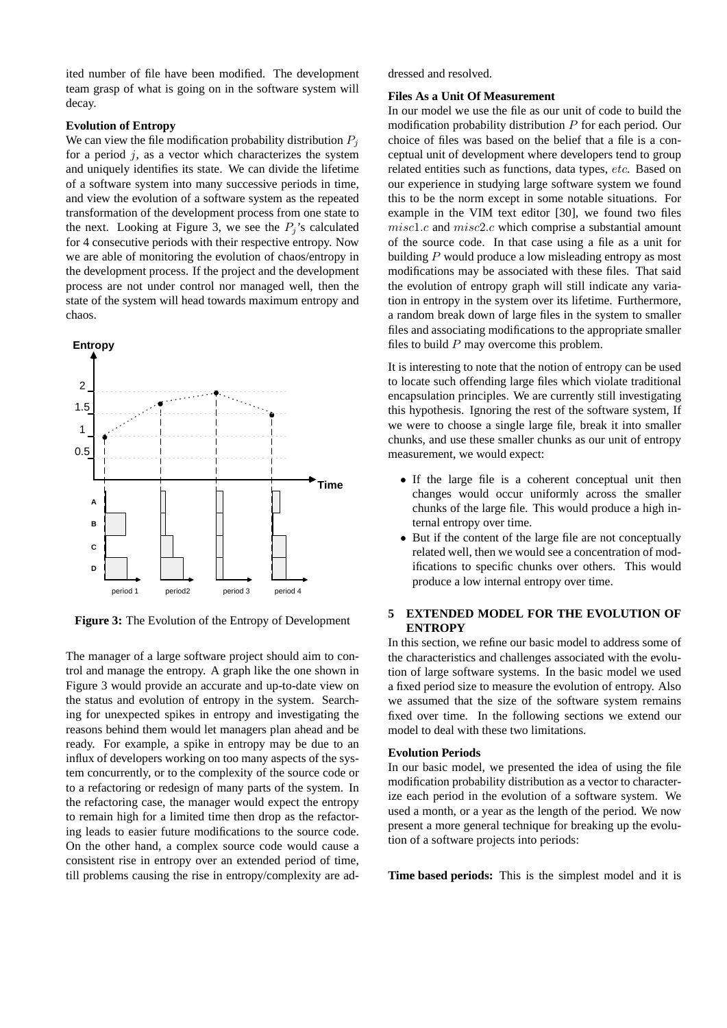ited number of file have been modified. The development team grasp of what is going on in the software system will decay.

**Evolution of Entropy**

We can view the file modification probability distribution $P_j$ for a period $j$, as a vector which characterizes the system and uniquely identifies its state. We can divide the lifetime of a software system into many successive periods in time, and view the evolution of a software system as the repeated transformation of the development process from one state to the next. Looking at Figure 3, we see the $P_j$'s calculated for 4 consecutive periods with their respective entropy. Now we are able of monitoring the evolution of chaos/entropy in the development process. If the project and the development process are not under control nor managed well, then the state of the system will head towards maximum entropy and chaos.

Entropy
2
1.5
1
0.5
Time
A
B
C
D
period 1
period2
period 3
period 4

**Figure 3:** The Evolution of the Entropy of Development

The manager of a large software project should aim to control and manage the entropy. A graph like the one shown in Figure 3 would provide an accurate and up-to-date view on the status and evolution of entropy in the system. Searching for unexpected spikes in entropy and investigating the reasons behind them would let managers plan ahead and be ready. For example, a spike in entropy may be due to an influx of developers working on too many aspects of the system concurrently, or to the complexity of the source code or to a refactoring or redesign of many parts of the system. In the refactoring case, the manager would expect the entropy to remain high for a limited time then drop as the refactoring leads to easier future modifications to the source code. On the other hand, a complex source code would cause a consistent rise in entropy over an extended period of time, till problems causing the rise in entropy/complexity are addressed and resolved.

**Files As a Unit Of Measurement**

In our model we use the file as our unit of code to build the modification probability distribution $P$ for each period. Our choice of files was based on the belief that a file is a conceptual unit of development where developers tend to group related entities such as functions, data types, *etc*. Based on our experience in studying large software system we found this to be the norm except in some notable situations. For example in the VIM text editor [30], we found two files $misc1.c$ and $misc2.c$ which comprise a substantial amount of the source code. In that case using a file as a unit for building $P$ would produce a low misleading entropy as most modifications may be associated with these files. That said the evolution of entropy graph will still indicate any variation in entropy in the system over its lifetime. Furthermore, a random break down of large files in the system to smaller files and associating modifications to the appropriate smaller files to build $P$ may overcome this problem.

It is interesting to note that the notion of entropy can be used to locate such offending large files which violate traditional encapsulation principles. We are currently still investigating this hypothesis. Ignoring the rest of the software system, If we were to choose a single large file, break it into smaller chunks, and use these smaller chunks as our unit of entropy measurement, we would expect:

- If the large file is a coherent conceptual unit then changes would occur uniformly across the smaller chunks of the large file. This would produce a high internal entropy over time.
- But if the content of the large file are not conceptually related well, then we would see a concentration of modifications to specific chunks over others. This would produce a low internal entropy over time.

## 5 EXTENDED MODEL FOR THE EVOLUTION OF ENTROPY

In this section, we refine our basic model to address some of the characteristics and challenges associated with the evolution of large software systems. In the basic model we used a fixed period size to measure the evolution of entropy. Also we assumed that the size of the software system remains fixed over time. In the following sections we extend our model to deal with these two limitations.

**Evolution Periods**

In our basic model, we presented the idea of using the file modification probability distribution as a vector to characterize each period in the evolution of a software system. We used a month, or a year as the length of the period. We now present a more general technique for breaking up the evolution of a software projects into periods:

**Time based periods:** This is the simplest model and it is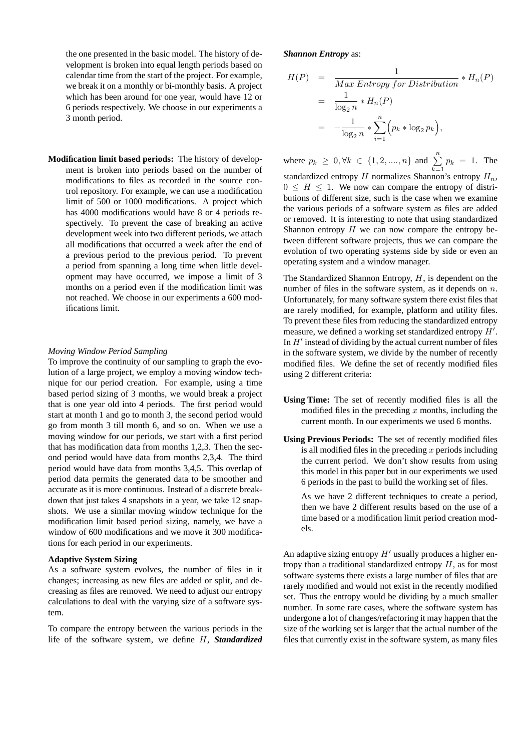the one presented in the basic model. The history of development is broken into equal length periods based on calendar time from the start of the project. For example, we break it on a monthly or bi-monthly basis. A project which has been around for one year, would have 12 or 6 periods respectively. We choose in our experiments a 3 month period.

**Modification limit based periods:** The history of development is broken into periods based on the number of modifications to files as recorded in the source control repository. For example, we can use a modification limit of 500 or 1000 modifications. A project which has 4000 modifications would have 8 or 4 periods respectively. To prevent the case of breaking an active development week into two different periods, we attach all modifications that occurred a week after the end of a previous period to the previous period. To prevent a period from spanning a long time when little development may have occurred, we impose a limit of 3 months on a period even if the modification limit was not reached. We choose in our experiments a 600 modifications limit.

*Moving Window Period Sampling*

To improve the continuity of our sampling to graph the evolution of a large project, we employ a moving window technique for our period creation. For example, using a time based period sizing of 3 months, we would break a project that is one year old into 4 periods. The first period would start at month 1 and go to month 3, the second period would go from month 3 till month 6, and so on. When we use a moving window for our periods, we start with a first period that has modification data from months 1,2,3. Then the second period would have data from months 2,3,4. The third period would have data from months 3,4,5. This overlap of period data permits the generated data to be smoother and accurate as it is more continuous. Instead of a discrete breakdown that just takes 4 snapshots in a year, we take 12 snapshots. We use a similar moving window technique for the modification limit based period sizing, namely, we have a window of 600 modifications and we move it 300 modifications for each period in our experiments.

**Adaptive System Sizing**

As a software system evolves, the number of files in it changes; increasing as new files are added or split, and decreasing as files are removed. We need to adjust our entropy calculations to deal with the varying size of a software system.

To compare the entropy between the various periods in the life of the software system, we define $H$, ***Standardized Shannon Entropy*** as:

$$
\begin{aligned}
H(P) &= \frac{1}{Max\ Entropy\ for\ Distribution} * H_n(P) \\
&= \frac{1}{\log_2 n} * H_n(P) \\
&= -\frac{1}{\log_2 n} * \sum_{i=1}^{n} \Big( p_k * \log_2 p_k \Big),
\end{aligned}
$$

where $p_k \geq 0, \forall k \in \{1, 2, ...., n\}$ and $\sum_{k=1}^{n} p_k = 1$. The standardized entropy $H$ normalizes Shannon's entropy $H_n$, $0 \leq H \leq 1$. We now can compare the entropy of distributions of different size, such is the case when we examine the various periods of a software system as files are added or removed. It is interesting to note that using standardized Shannon entropy $H$ we can now compare the entropy between different software projects, thus we can compare the evolution of two operating systems side by side or even an operating system and a window manager.

The Standardized Shannon Entropy, $H$, is dependent on the number of files in the software system, as it depends on $n$. Unfortunately, for many software system there exist files that are rarely modified, for example, platform and utility files. To prevent these files from reducing the standardized entropy measure, we defined a working set standardized entropy $H'$. In $H'$ instead of dividing by the actual current number of files in the software system, we divide by the number of recently modified files. We define the set of recently modified files using 2 different criteria:

**Using Time:** The set of recently modified files is all the modified files in the preceding $x$ months, including the current month. In our experiments we used 6 months.

**Using Previous Periods:** The set of recently modified files is all modified files in the preceding $x$ periods including the current period. We don't show results from using this model in this paper but in our experiments we used 6 periods in the past to build the working set of files.

As we have 2 different techniques to create a period, then we have 2 different results based on the use of a time based or a modification limit period creation models.

An adaptive sizing entropy $H'$ usually produces a higher entropy than a traditional standardized entropy $H$, as for most software systems there exists a large number of files that are rarely modified and would not exist in the recently modified set. Thus the entropy would be dividing by a much smaller number. In some rare cases, where the software system has undergone a lot of changes/refactoring it may happen that the size of the working set is larger that the actual number of the files that currently exist in the software system, as many files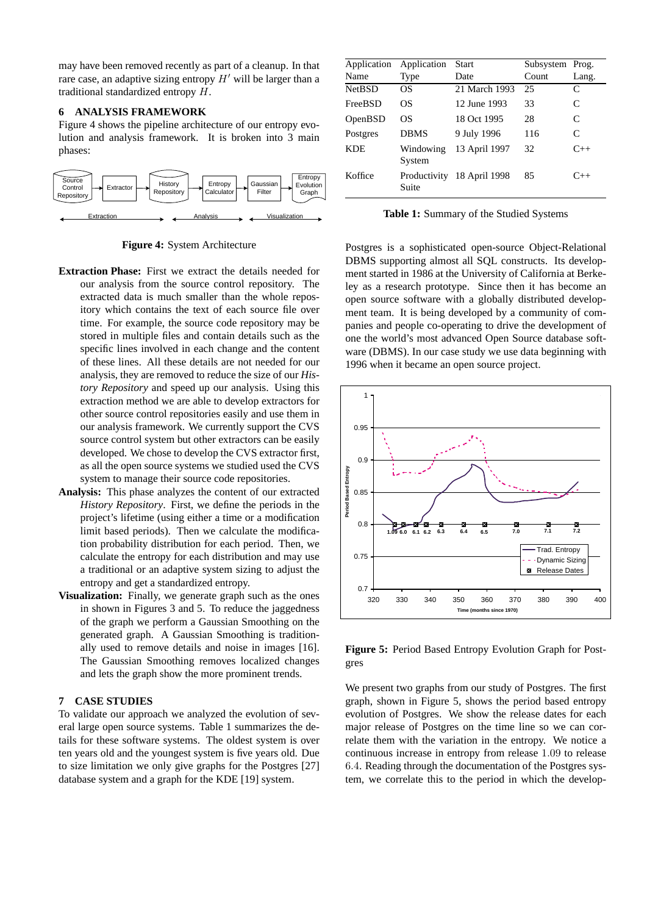may have been removed recently as part of a cleanup. In that rare case, an adaptive sizing entropy $H'$ will be larger than a traditional standardized entropy $H$.

## 6 ANALYSIS FRAMEWORK

Figure 4 shows the pipeline architecture of our entropy evolution and analysis framework. It is broken into 3 main phases:

**Figure 4:** System Architecture

**Extraction Phase:** First we extract the details needed for our analysis from the source control repository. The extracted data is much smaller than the whole repository which contains the text of each source file over time. For example, the source code repository may be stored in multiple files and contain details such as the specific lines involved in each change and the content of these lines. All these details are not needed for our analysis, they are removed to reduce the size of our *History Repository* and speed up our analysis. Using this extraction method we are able to develop extractors for other source control repositories easily and use them in our analysis framework. We currently support the CVS source control system but other extractors can be easily developed. We chose to develop the CVS extractor first, as all the open source systems we studied used the CVS system to manage their source code repositories.

**Analysis:** This phase analyzes the content of our extracted *History Repository*. First, we define the periods in the project's lifetime (using either a time or a modification limit based periods). Then we calculate the modification probability distribution for each period. Then, we calculate the entropy for each distribution and may use a traditional or an adaptive system sizing to adjust the entropy and get a standardized entropy.

**Visualization:** Finally, we generate graph such as the ones in shown in Figures 3 and 5. To reduce the jaggedness of the graph we perform a Gaussian Smoothing on the generated graph. A Gaussian Smoothing is traditionally used to remove details and noise in images [16]. The Gaussian Smoothing removes localized changes and lets the graph show the more prominent trends.

## 7 CASE STUDIES

To validate our approach we analyzed the evolution of several large open source systems. Table 1 summarizes the details for these software systems. The oldest system is over ten years old and the youngest system is five years old. Due to size limitation we only give graphs for the Postgres [27] database system and a graph for the KDE [19] system.

| Application Name | Application Type | Start Date | Subsystem Count | Prog. Lang. |
|---|---|---|---|---|
| NetBSD | OS | 21 March 1993 | 25 | C |
| FreeBSD | OS | 12 June 1993 | 33 | C |
| OpenBSD | OS | 18 Oct 1995 | 28 | C |
| Postgres | DBMS | 9 July 1996 | 116 | C |
| KDE | Windowing System | 13 April 1997 | 32 | C++ |
| Koffice | Productivity Suite | 18 April 1998 | 85 | C++ |

**Table 1:** Summary of the Studied Systems

Postgres is a sophisticated open-source Object-Relational DBMS supporting almost all SQL constructs. Its development started in 1986 at the University of California at Berkeley as a research prototype. Since then it has become an open source software with a globally distributed development team. It is being developed by a community of companies and people co-operating to drive the development of one the world's most advanced Open Source database software (DBMS). In our case study we use data beginning with 1996 when it became an open source project.

**Figure 5:** Period Based Entropy Evolution Graph for Postgres

We present two graphs from our study of Postgres. The first graph, shown in Figure 5, shows the period based entropy evolution of Postgres. We show the release dates for each major release of Postgres on the time line so we can correlate them with the variation in the entropy. We notice a continuous increase in entropy from release 1.09 to release 6.4. Reading through the documentation of the Postgres system, we correlate this to the period in which the develop-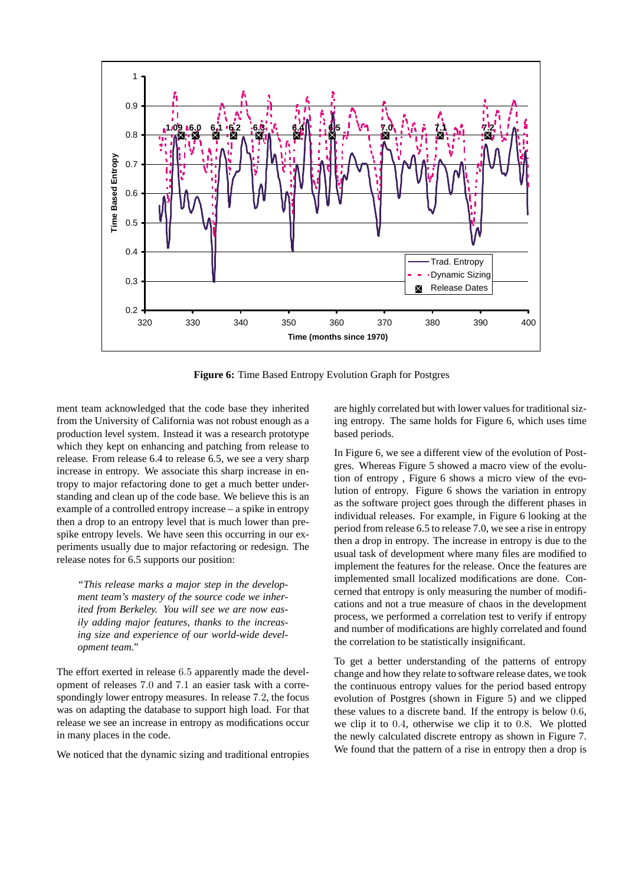**Figure 6:** Time Based Entropy Evolution Graph for Postgres

ment team acknowledged that the code base they inherited from the University of California was not robust enough as a production level system. Instead it was a research prototype which they kept on enhancing and patching from release to release. From release 6.4 to release 6.5, we see a very sharp increase in entropy. We associate this sharp increase in entropy to major refactoring done to get a much better understanding and clean up of the code base. We believe this is an example of a controlled entropy increase – a spike in entropy then a drop to an entropy level that is much lower than pre-spike entropy levels. We have seen this occurring in our experiments usually due to major refactoring or redesign. The release notes for 6.5 supports our position:

> *"This release marks a major step in the development team's mastery of the source code we inherited from Berkeley. You will see we are now easily adding major features, thanks to the increasing size and experience of our world-wide development team."*

The effort exerted in release 6.5 apparently made the development of releases 7.0 and 7.1 an easier task with a correspondingly lower entropy measures. In release 7.2, the focus was on adapting the database to support high load. For that release we see an increase in entropy as modifications occur in many places in the code.

We noticed that the dynamic sizing and traditional entropies are highly correlated but with lower values for traditional sizing entropy. The same holds for Figure 6, which uses time based periods.

In Figure 6, we see a different view of the evolution of Postgres. Whereas Figure 5 showed a macro view of the evolution of entropy , Figure 6 shows a micro view of the evolution of entropy. Figure 6 shows the variation in entropy as the software project goes through the different phases in individual releases. For example, in Figure 6 looking at the period from release 6.5 to release 7.0, we see a rise in entropy then a drop in entropy. The increase in entropy is due to the usual task of development where many files are modified to implement the features for the release. Once the features are implemented small localized modifications are done. Concerned that entropy is only measuring the number of modifications and not a true measure of chaos in the development process, we performed a correlation test to verify if entropy and number of modifications are highly correlated and found the correlation to be statistically insignificant.

To get a better understanding of the patterns of entropy change and how they relate to software release dates, we took the continuous entropy values for the period based entropy evolution of Postgres (shown in Figure 5) and we clipped these values to a discrete band. If the entropy is below 0.6, we clip it to 0.4, otherwise we clip it to 0.8. We plotted the newly calculated discrete entropy as shown in Figure 7. We found that the pattern of a rise in entropy then a drop is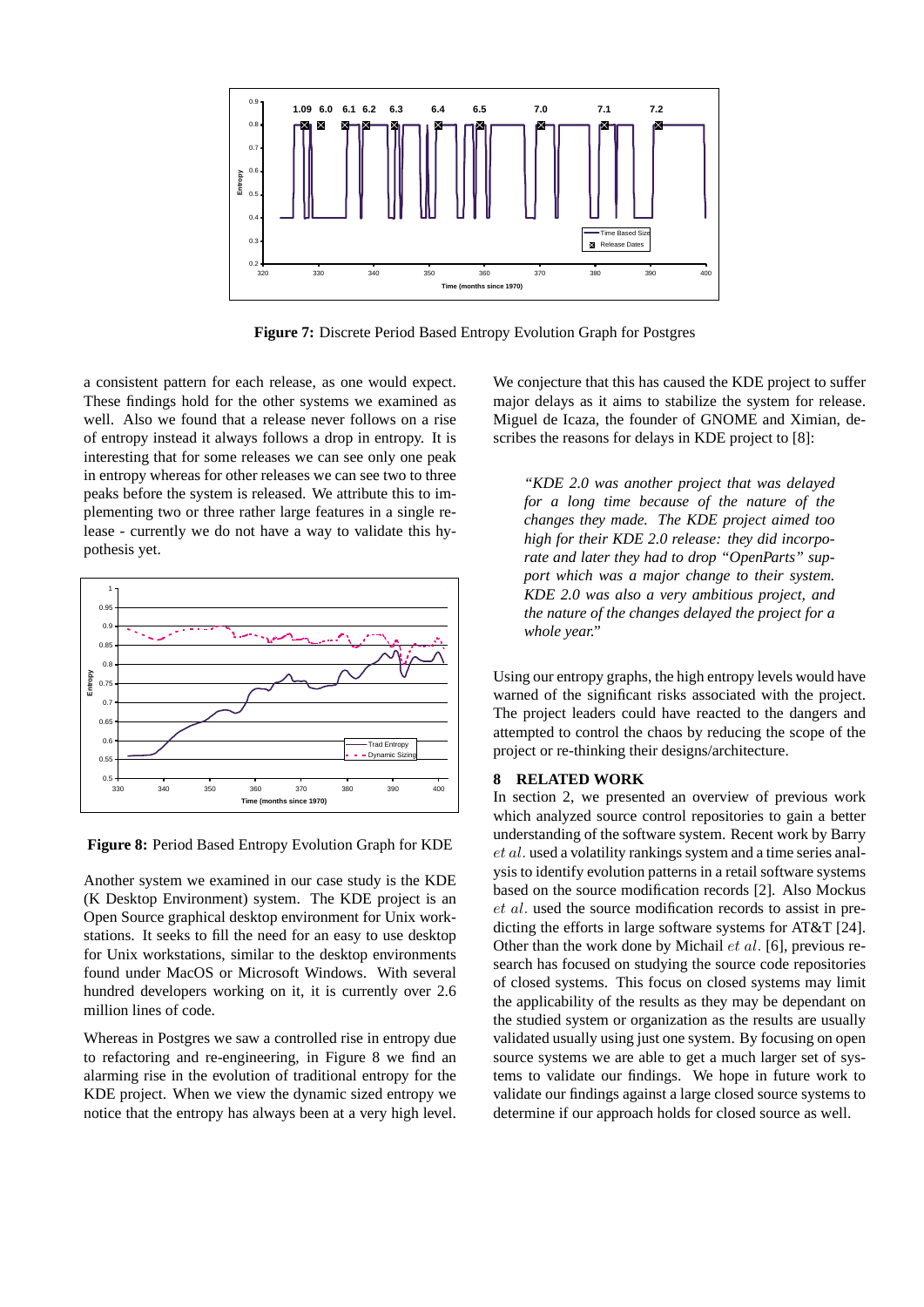**Figure 7:** Discrete Period Based Entropy Evolution Graph for Postgres

a consistent pattern for each release, as one would expect. These findings hold for the other systems we examined as well. Also we found that a release never follows on a rise of entropy instead it always follows a drop in entropy. It is interesting that for some releases we can see only one peak in entropy whereas for other releases we can see two to three peaks before the system is released. We attribute this to implementing two or three rather large features in a single release - currently we do not have a way to validate this hypothesis yet.

**Figure 8:** Period Based Entropy Evolution Graph for KDE

Another system we examined in our case study is the KDE (K Desktop Environment) system. The KDE project is an Open Source graphical desktop environment for Unix workstations. It seeks to fill the need for an easy to use desktop for Unix workstations, similar to the desktop environments found under MacOS or Microsoft Windows. With several hundred developers working on it, it is currently over 2.6 million lines of code.

Whereas in Postgres we saw a controlled rise in entropy due to refactoring and re-engineering, in Figure 8 we find an alarming rise in the evolution of traditional entropy for the KDE project. When we view the dynamic sized entropy we notice that the entropy has always been at a very high level. We conjecture that this has caused the KDE project to suffer major delays as it aims to stabilize the system for release. Miguel de Icaza, the founder of GNOME and Ximian, describes the reasons for delays in KDE project to [8]:

> *"KDE 2.0 was another project that was delayed for a long time because of the nature of the changes they made. The KDE project aimed too high for their KDE 2.0 release: they did incorporate and later they had to drop "OpenParts" support which was a major change to their system. KDE 2.0 was also a very ambitious project, and the nature of the changes delayed the project for a whole year."*

Using our entropy graphs, the high entropy levels would have warned of the significant risks associated with the project. The project leaders could have reacted to the dangers and attempted to control the chaos by reducing the scope of the project or re-thinking their designs/architecture.

## 8 RELATED WORK

In section 2, we presented an overview of previous work which analyzed source control repositories to gain a better understanding of the software system. Recent work by Barry *et al.* used a volatility rankings system and a time series analysis to identify evolution patterns in a retail software systems based on the source modification records [2]. Also Mockus *et al.* used the source modification records to assist in predicting the efforts in large software systems for AT&T [24]. Other than the work done by Michail *et al.* [6], previous research has focused on studying the source code repositories of closed systems. This focus on closed systems may limit the applicability of the results as they may be dependant on the studied system or organization as the results are usually validated usually using just one system. By focusing on open source systems we are able to get a much larger set of systems to validate our findings. We hope in future work to validate our findings against a large closed source systems to determine if our approach holds for closed source as well.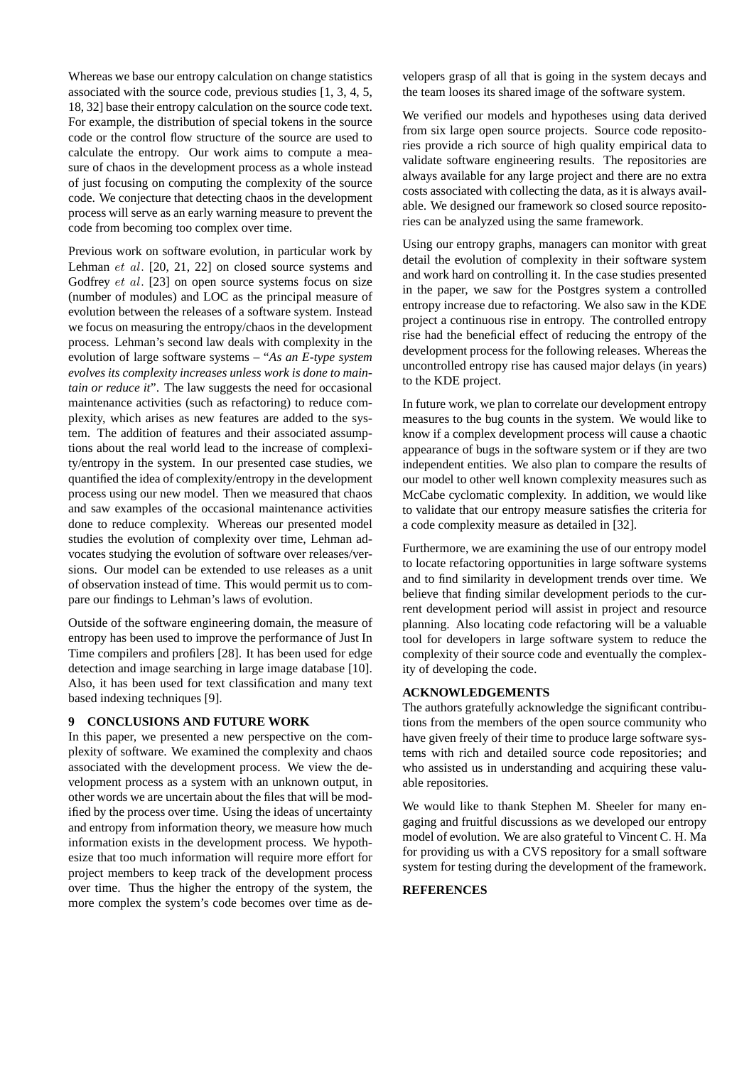Whereas we base our entropy calculation on change statistics associated with the source code, previous studies [1, 3, 4, 5, 18, 32] base their entropy calculation on the source code text. For example, the distribution of special tokens in the source code or the control flow structure of the source are used to calculate the entropy. Our work aims to compute a measure of chaos in the development process as a whole instead of just focusing on computing the complexity of the source code. We conjecture that detecting chaos in the development process will serve as an early warning measure to prevent the code from becoming too complex over time.

Previous work on software evolution, in particular work by Lehman *et al.* [20, 21, 22] on closed source systems and Godfrey *et al.* [23] on open source systems focus on size (number of modules) and LOC as the principal measure of evolution between the releases of a software system. Instead we focus on measuring the entropy/chaos in the development process. Lehman's second law deals with complexity in the evolution of large software systems – "*As an E-type system evolves its complexity increases unless work is done to maintain or reduce it*". The law suggests the need for occasional maintenance activities (such as refactoring) to reduce complexity, which arises as new features are added to the system. The addition of features and their associated assumptions about the real world lead to the increase of complexity/entropy in the system. In our presented case studies, we quantified the idea of complexity/entropy in the development process using our new model. Then we measured that chaos and saw examples of the occasional maintenance activities done to reduce complexity. Whereas our presented model studies the evolution of complexity over time, Lehman advocates studying the evolution of software over releases/versions. Our model can be extended to use releases as a unit of observation instead of time. This would permit us to compare our findings to Lehman's laws of evolution.

Outside of the software engineering domain, the measure of entropy has been used to improve the performance of Just In Time compilers and profilers [28]. It has been used for edge detection and image searching in large image database [10]. Also, it has been used for text classification and many text based indexing techniques [9].

## 9 CONCLUSIONS AND FUTURE WORK

In this paper, we presented a new perspective on the complexity of software. We examined the complexity and chaos associated with the development process. We view the development process as a system with an unknown output, in other words we are uncertain about the files that will be modified by the process over time. Using the ideas of uncertainty and entropy from information theory, we measure how much information exists in the development process. We hypothesize that too much information will require more effort for project members to keep track of the development process over time. Thus the higher the entropy of the system, the more complex the system's code becomes over time as developers grasp of all that is going in the system decays and the team looses its shared image of the software system.

We verified our models and hypotheses using data derived from six large open source projects. Source code repositories provide a rich source of high quality empirical data to validate software engineering results. The repositories are always available for any large project and there are no extra costs associated with collecting the data, as it is always available. We designed our framework so closed source repositories can be analyzed using the same framework.

Using our entropy graphs, managers can monitor with great detail the evolution of complexity in their software system and work hard on controlling it. In the case studies presented in the paper, we saw for the Postgres system a controlled entropy increase due to refactoring. We also saw in the KDE project a continuous rise in entropy. The controlled entropy rise had the beneficial effect of reducing the entropy of the development process for the following releases. Whereas the uncontrolled entropy rise has caused major delays (in years) to the KDE project.

In future work, we plan to correlate our development entropy measures to the bug counts in the system. We would like to know if a complex development process will cause a chaotic appearance of bugs in the software system or if they are two independent entities. We also plan to compare the results of our model to other well known complexity measures such as McCabe cyclomatic complexity. In addition, we would like to validate that our entropy measure satisfies the criteria for a code complexity measure as detailed in [32].

Furthermore, we are examining the use of our entropy model to locate refactoring opportunities in large software systems and to find similarity in development trends over time. We believe that finding similar development periods to the current development period will assist in project and resource planning. Also locating code refactoring will be a valuable tool for developers in large software system to reduce the complexity of their source code and eventually the complexity of developing the code.

## ACKNOWLEDGEMENTS

The authors gratefully acknowledge the significant contributions from the members of the open source community who have given freely of their time to produce large software systems with rich and detailed source code repositories; and who assisted us in understanding and acquiring these valuable repositories.

We would like to thank Stephen M. Sheeler for many engaging and fruitful discussions as we developed our entropy model of evolution. We are also grateful to Vincent C. H. Ma for providing us with a CVS repository for a small software system for testing during the development of the framework.

## REFERENCES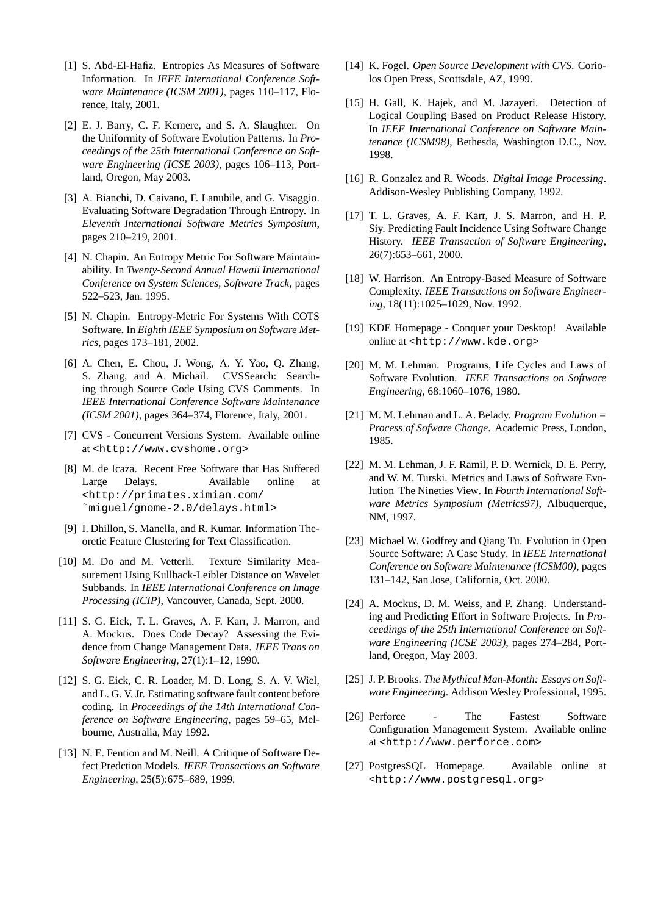[1] S. Abd-El-Hafiz. Entropies As Measures of Software Information. In *IEEE International Conference Software Maintenance (ICSM 2001)*, pages 110–117, Florence, Italy, 2001.

[2] E. J. Barry, C. F. Kemere, and S. A. Slaughter. On the Uniformity of Software Evolution Patterns. In *Proceedings of the 25th International Conference on Software Engineering (ICSE 2003)*, pages 106–113, Portland, Oregon, May 2003.

[3] A. Bianchi, D. Caivano, F. Lanubile, and G. Visaggio. Evaluating Software Degradation Through Entropy. In *Eleventh International Software Metrics Symposium*, pages 210–219, 2001.

[4] N. Chapin. An Entropy Metric For Software Maintainability. In *Twenty-Second Annual Hawaii International Conference on System Sciences, Software Track*, pages 522–523, Jan. 1995.

[5] N. Chapin. Entropy-Metric For Systems With COTS Software. In *Eighth IEEE Symposium on Software Metrics*, pages 173–181, 2002.

[6] A. Chen, E. Chou, J. Wong, A. Y. Yao, Q. Zhang, S. Zhang, and A. Michail. CVSSearch: Searching through Source Code Using CVS Comments. In *IEEE International Conference Software Maintenance (ICSM 2001)*, pages 364–374, Florence, Italy, 2001.

[7] CVS - Concurrent Versions System. Available online at `<http://www.cvshome.org>`

[8] M. de Icaza. Recent Free Software that Has Suffered Large Delays. Available online at `<http://primates.ximian.com/~miguel/gnome-2.0/delays.html>`

[9] I. Dhillon, S. Manella, and R. Kumar. Information Theoretic Feature Clustering for Text Classification.

[10] M. Do and M. Vetterli. Texture Similarity Measurement Using Kullback-Leibler Distance on Wavelet Subbands. In *IEEE International Conference on Image Processing (ICIP)*, Vancouver, Canada, Sept. 2000.

[11] S. G. Eick, T. L. Graves, A. F. Karr, J. Marron, and A. Mockus. Does Code Decay? Assessing the Evidence from Change Management Data. *IEEE Trans on Software Engineering*, 27(1):1–12, 1990.

[12] S. G. Eick, C. R. Loader, M. D. Long, S. A. V. Wiel, and L. G. V. Jr. Estimating software fault content before coding. In *Proceedings of the 14th International Conference on Software Engineering*, pages 59–65, Melbourne, Australia, May 1992.

[13] N. E. Fention and M. Neill. A Critique of Software Defect Predction Models. *IEEE Transactions on Software Engineering*, 25(5):675–689, 1999.

[14] K. Fogel. *Open Source Development with CVS*. Coriolos Open Press, Scottsdale, AZ, 1999.

[15] H. Gall, K. Hajek, and M. Jazayeri. Detection of Logical Coupling Based on Product Release History. In *IEEE International Conference on Software Maintenance (ICSM98)*, Bethesda, Washington D.C., Nov. 1998.

[16] R. Gonzalez and R. Woods. *Digital Image Processing*. Addison-Wesley Publishing Company, 1992.

[17] T. L. Graves, A. F. Karr, J. S. Marron, and H. P. Siy. Predicting Fault Incidence Using Software Change History. *IEEE Transaction of Software Engineering*, 26(7):653–661, 2000.

[18] W. Harrison. An Entropy-Based Measure of Software Complexity. *IEEE Transactions on Software Engineering*, 18(11):1025–1029, Nov. 1992.

[19] KDE Homepage - Conquer your Desktop! Available online at `<http://www.kde.org>`

[20] M. M. Lehman. Programs, Life Cycles and Laws of Software Evolution. *IEEE Transactions on Software Engineering*, 68:1060–1076, 1980.

[21] M. M. Lehman and L. A. Belady. *Program Evolution = Process of Sofware Change*. Academic Press, London, 1985.

[22] M. M. Lehman, J. F. Ramil, P. D. Wernick, D. E. Perry, and W. M. Turski. Metrics and Laws of Software Evolution The Nineties View. In *Fourth International Software Metrics Symposium (Metrics97)*, Albuquerque, NM, 1997.

[23] Michael W. Godfrey and Qiang Tu. Evolution in Open Source Software: A Case Study. In *IEEE International Conference on Software Maintenance (ICSM00)*, pages 131–142, San Jose, California, Oct. 2000.

[24] A. Mockus, D. M. Weiss, and P. Zhang. Understanding and Predicting Effort in Software Projects. In *Proceedings of the 25th International Conference on Software Engineering (ICSE 2003)*, pages 274–284, Portland, Oregon, May 2003.

[25] J. P. Brooks. *The Mythical Man-Month: Essays on Software Engineering*. Addison Wesley Professional, 1995.

[26] Perforce - The Fastest Software Configuration Management System. Available online at `<http://www.perforce.com>`

[27] PostgresSQL Homepage. Available online at `<http://www.postgresql.org>`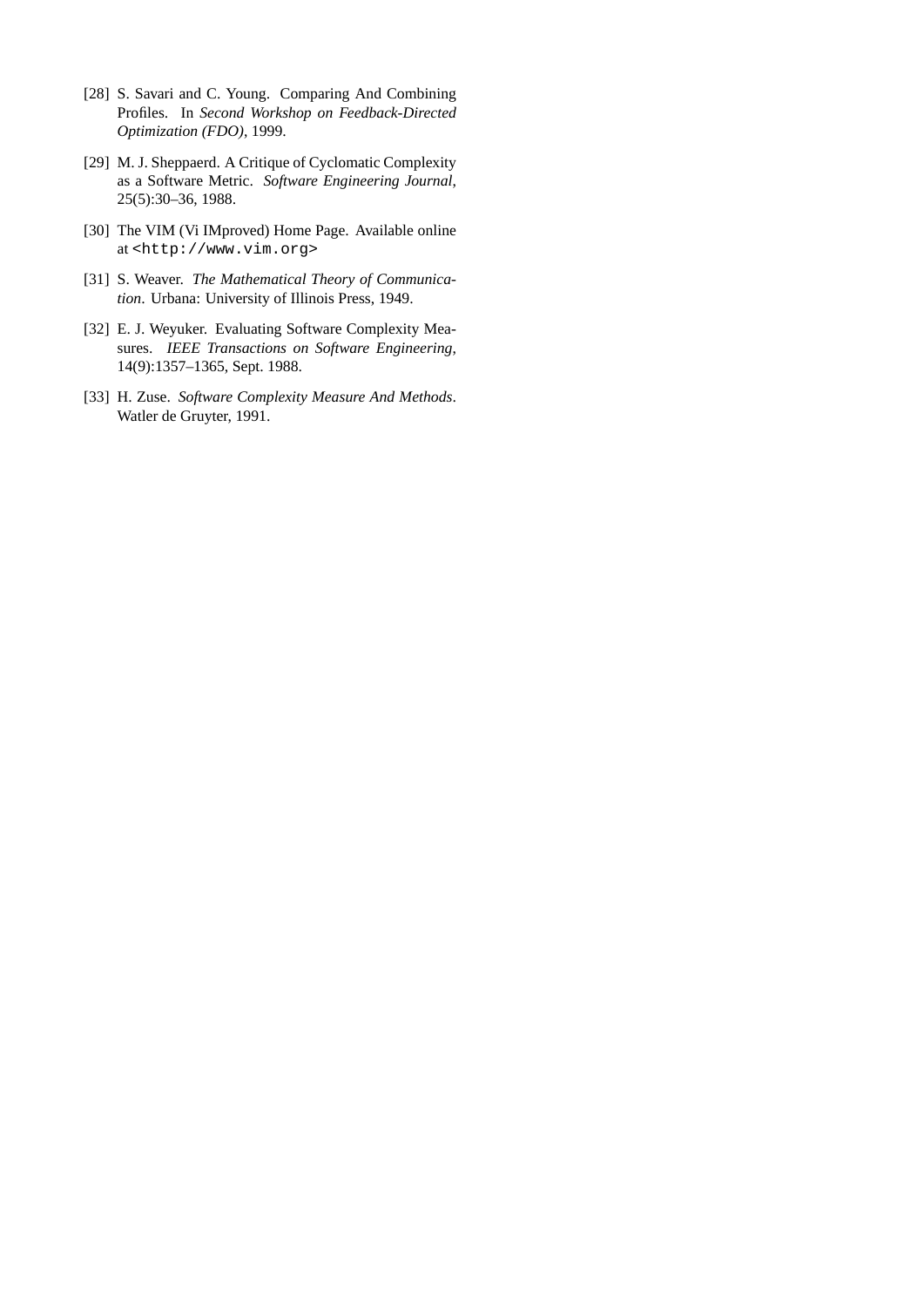[28] S. Savari and C. Young. Comparing And Combining Profiles. In *Second Workshop on Feedback-Directed Optimization (FDO)*, 1999.

[29] M. J. Sheppaerd. A Critique of Cyclomatic Complexity as a Software Metric. *Software Engineering Journal*, 25(5):30–36, 1988.

[30] The VIM (Vi IMproved) Home Page. Available online at `<http://www.vim.org>`

[31] S. Weaver. *The Mathematical Theory of Communication*. Urbana: University of Illinois Press, 1949.

[32] E. J. Weyuker. Evaluating Software Complexity Measures. *IEEE Transactions on Software Engineering*, 14(9):1357–1365, Sept. 1988.

[33] H. Zuse. *Software Complexity Measure And Methods*. Watler de Gruyter, 1991.